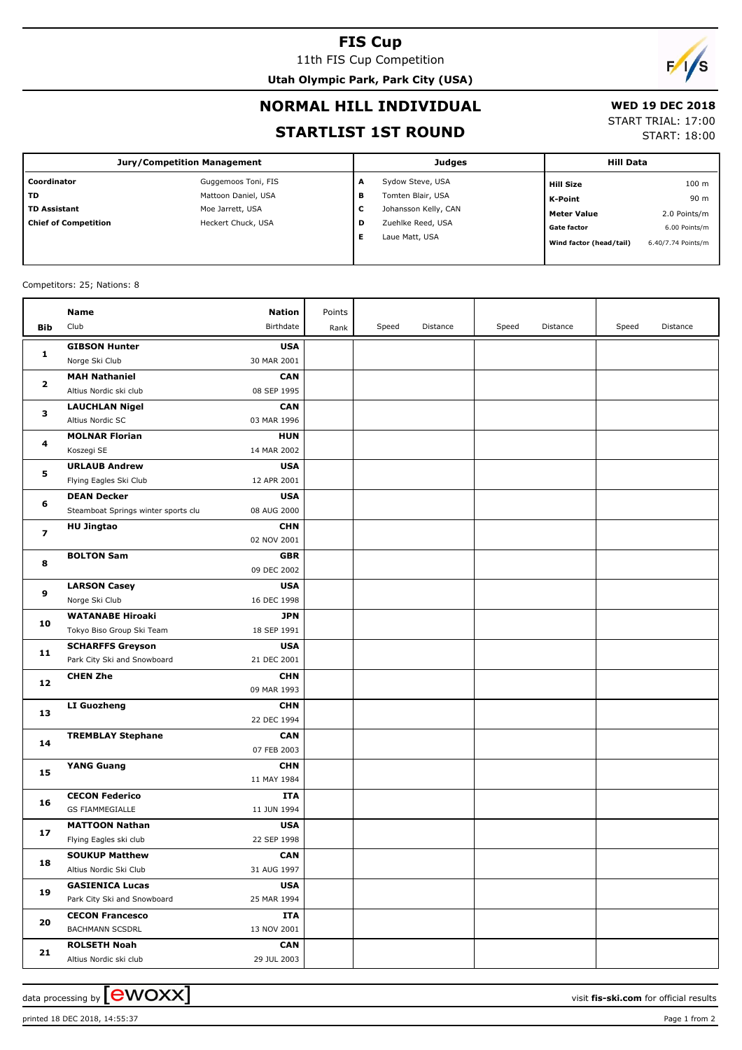# FIS Cup

11th FIS Cup Competition

**Utah Olympic Park, Park City (USA)**

## NORMAL HILL INDIVIDUAL

## STARTLIST 1ST ROUND

**WED 19 DEC 2018**

START TRIAL: 17:00

START: 18:00

| Jury/Competition Management | | Judges | | Hill Data | |
|---|---|---|---|---|---|
| **Coordinator** | Guggemoos Toni, FIS | **A** | Sydow Steve, USA | **Hill Size** | 100 m |
| **TD** | Mattoon Daniel, USA | **B** | Tomten Blair, USA | **K-Point** | 90 m |
| **TD Assistant** | Moe Jarrett, USA | **C** | Johansson Kelly, CAN | **Meter Value** | 2.0 Points/m |
| **Chief of Competition** | Heckert Chuck, USA | **D** | Zuehlke Reed, USA | **Gate factor** | 6.00 Points/m |
| | | **E** | Laue Matt, USA | **Wind factor (head/tail)** | 6.40/7.74 Points/m |

Competitors: 25; Nations: 8

| Bib | Name / Club | Nation / Birthdate | Points / Rank | Speed | Distance | Speed | Distance | Speed | Distance |
|---|---|---|---|---|---|---|---|---|---|
| **1** | **GIBSON Hunter** <br> Norge Ski Club | **USA** <br> 30 MAR 2001 | | | | | | | |
| **2** | **MAH Nathaniel** <br> Altius Nordic ski club | **CAN** <br> 08 SEP 1995 | | | | | | | |
| **3** | **LAUCHLAN Nigel** <br> Altius Nordic SC | **CAN** <br> 03 MAR 1996 | | | | | | | |
| **4** | **MOLNAR Florian** <br> Koszegi SE | **HUN** <br> 14 MAR 2002 | | | | | | | |
| **5** | **URLAUB Andrew** <br> Flying Eagles Ski Club | **USA** <br> 12 APR 2001 | | | | | | | |
| **6** | **DEAN Decker** <br> Steamboat Springs winter sports clu | **USA** <br> 08 AUG 2000 | | | | | | | |
| **7** | **HU Jingtao** | **CHN** <br> 02 NOV 2001 | | | | | | | |
| **8** | **BOLTON Sam** | **GBR** <br> 09 DEC 2002 | | | | | | | |
| **9** | **LARSON Casey** <br> Norge Ski Club | **USA** <br> 16 DEC 1998 | | | | | | | |
| **10** | **WATANABE Hiroaki** <br> Tokyo Biso Group Ski Team | **JPN** <br> 18 SEP 1991 | | | | | | | |
| **11** | **SCHARFFS Greyson** <br> Park City Ski and Snowboard | **USA** <br> 21 DEC 2001 | | | | | | | |
| **12** | **CHEN Zhe** | **CHN** <br> 09 MAR 1993 | | | | | | | |
| **13** | **LI Guozheng** | **CHN** <br> 22 DEC 1994 | | | | | | | |
| **14** | **TREMBLAY Stephane** | **CAN** <br> 07 FEB 2003 | | | | | | | |
| **15** | **YANG Guang** | **CHN** <br> 11 MAY 1984 | | | | | | | |
| **16** | **CECON Federico** <br> GS FIAMMEGIALLE | **ITA** <br> 11 JUN 1994 | | | | | | | |
| **17** | **MATTOON Nathan** <br> Flying Eagles ski club | **USA** <br> 22 SEP 1998 | | | | | | | |
| **18** | **SOUKUP Matthew** <br> Altius Nordic Ski Club | **CAN** <br> 31 AUG 1997 | | | | | | | |
| **19** | **GASIENICA Lucas** <br> Park City Ski and Snowboard | **USA** <br> 25 MAR 1994 | | | | | | | |
| **20** | **CECON Francesco** <br> BACHMANN SCSDRL | **ITA** <br> 13 NOV 2001 | | | | | | | |
| **21** | **ROLSETH Noah** <br> Altius Nordic ski club | **CAN** <br> 29 JUL 2003 | | | | | | | |

data processing by ewoxx — visit **fis-ski.com** for official results

printed 18 DEC 2018, 14:55:37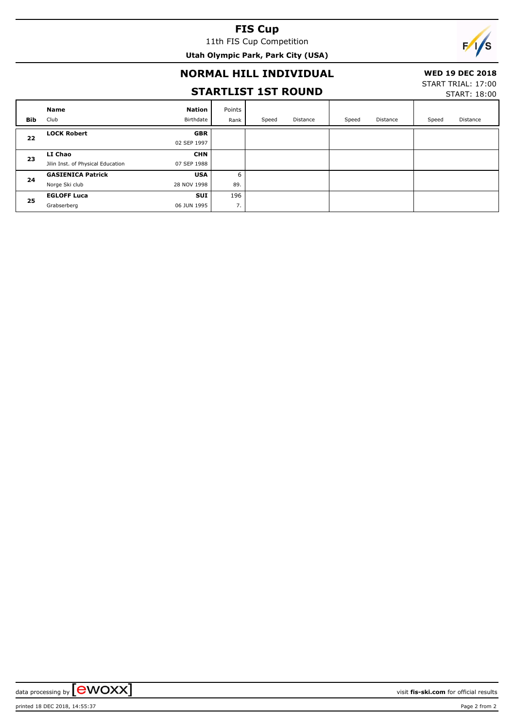# FIS Cup

11th FIS Cup Competition

**Utah Olympic Park, Park City (USA)**

## NORMAL HILL INDIVIDUAL

**WED 19 DEC 2018**

START TRIAL: 17:00

## STARTLIST 1ST ROUND

START: 18:00

| Bib | Name / Club | Nation / Birthdate | Points / Rank | Speed | Distance | Speed | Distance | Speed | Distance |
|---|---|---|---|---|---|---|---|---|---|
| 22 | **LOCK Robert** | **GBR** 02 SEP 1997 | | | | | | | |
| 23 | **LI Chao** Jilin Inst. of Physical Education | **CHN** 07 SEP 1988 | | | | | | | |
| 24 | **GASIENICA Patrick** Norge Ski club | **USA** 28 NOV 1998 | 6 89. | | | | | | |
| 25 | **EGLOFF Luca** Grabserberg | **SUI** 06 JUN 1995 | 196 7. | | | | | | |

data processing by [ewoxx]

visit **fis-ski.com** for official results

printed 18 DEC 2018, 14:55:37